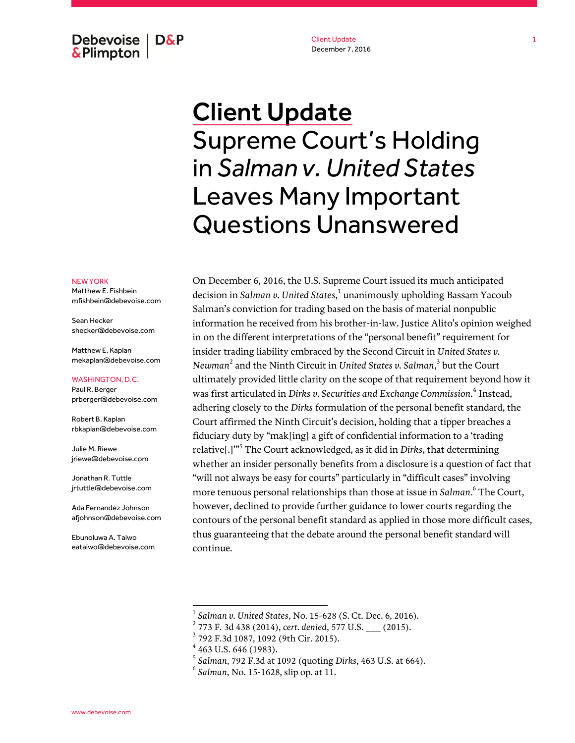# Client Update

## Supreme Court's Holding in *Salman v. United States* Leaves Many Important Questions Unanswered

NEW YORK

Matthew E. Fishbein
mfishbein@debevoise.com

Sean Hecker
shecker@debevoise.com

Matthew E. Kaplan
mekaplan@debevoise.com

WASHINGTON, D.C.

Paul R. Berger
prberger@debevoise.com

Robert B. Kaplan
rbkaplan@debevoise.com

Julie M. Riewe
jriewe@debevoise.com

Jonathan R. Tuttle
jrtuttle@debevoise.com

Ada Fernandez Johnson
afjohnson@debevoise.com

Ebunoluwa A. Taiwo
eataiwo@debevoise.com

On December 6, 2016, the U.S. Supreme Court issued its much anticipated decision in *Salman v. United States*,[1] unanimously upholding Bassam Yacoub Salman's conviction for trading based on the basis of material nonpublic information he received from his brother-in-law. Justice Alito's opinion weighed in on the different interpretations of the "personal benefit" requirement for insider trading liability embraced by the Second Circuit in *United States v. Newman*[2] and the Ninth Circuit in *United States v. Salman*,[3] but the Court ultimately provided little clarity on the scope of that requirement beyond how it was first articulated in *Dirks v. Securities and Exchange Commission*.[4] Instead, adhering closely to the *Dirks* formulation of the personal benefit standard, the Court affirmed the Ninth Circuit's decision, holding that a tipper breaches a fiduciary duty by "mak[ing] a gift of confidential information to a 'trading relative[.]'"[5] The Court acknowledged, as it did in *Dirks*, that determining whether an insider personally benefits from a disclosure is a question of fact that "will not always be easy for courts" particularly in "difficult cases" involving more tenuous personal relationships than those at issue in *Salman*.[6] The Court, however, declined to provide further guidance to lower courts regarding the contours of the personal benefit standard as applied in those more difficult cases, thus guaranteeing that the debate around the personal benefit standard will continue.

---

[1] *Salman v. United States*, No. 15-628 (S. Ct. Dec. 6, 2016).
[2] 773 F. 3d 438 (2014), *cert. denied*, 577 U.S. ___ (2015).
[3] 792 F.3d 1087, 1092 (9th Cir. 2015).
[4] 463 U.S. 646 (1983).
[5] *Salman*, 792 F.3d at 1092 (quoting *Dirks*, 463 U.S. at 664).
[6] *Salman*, No. 15-1628, slip op. at 11.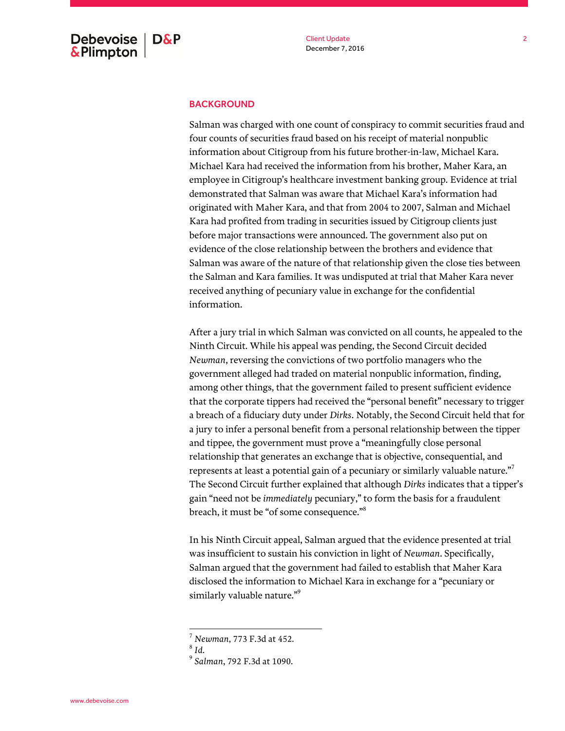## BACKGROUND

Salman was charged with one count of conspiracy to commit securities fraud and four counts of securities fraud based on his receipt of material nonpublic information about Citigroup from his future brother-in-law, Michael Kara. Michael Kara had received the information from his brother, Maher Kara, an employee in Citigroup's healthcare investment banking group. Evidence at trial demonstrated that Salman was aware that Michael Kara's information had originated with Maher Kara, and that from 2004 to 2007, Salman and Michael Kara had profited from trading in securities issued by Citigroup clients just before major transactions were announced. The government also put on evidence of the close relationship between the brothers and evidence that Salman was aware of the nature of that relationship given the close ties between the Salman and Kara families. It was undisputed at trial that Maher Kara never received anything of pecuniary value in exchange for the confidential information.

After a jury trial in which Salman was convicted on all counts, he appealed to the Ninth Circuit. While his appeal was pending, the Second Circuit decided *Newman*, reversing the convictions of two portfolio managers who the government alleged had traded on material nonpublic information, finding, among other things, that the government failed to present sufficient evidence that the corporate tippers had received the "personal benefit" necessary to trigger a breach of a fiduciary duty under *Dirks*. Notably, the Second Circuit held that for a jury to infer a personal benefit from a personal relationship between the tipper and tippee, the government must prove a "meaningfully close personal relationship that generates an exchange that is objective, consequential, and represents at least a potential gain of a pecuniary or similarly valuable nature."[7] The Second Circuit further explained that although *Dirks* indicates that a tipper's gain "need not be *immediately* pecuniary," to form the basis for a fraudulent breach, it must be "of some consequence."[8]

In his Ninth Circuit appeal, Salman argued that the evidence presented at trial was insufficient to sustain his conviction in light of *Newman*. Specifically, Salman argued that the government had failed to establish that Maher Kara disclosed the information to Michael Kara in exchange for a "pecuniary or similarly valuable nature."[9]

---

[7] *Newman*, 773 F.3d at 452.

[8] *Id.*

[9] *Salman*, 792 F.3d at 1090.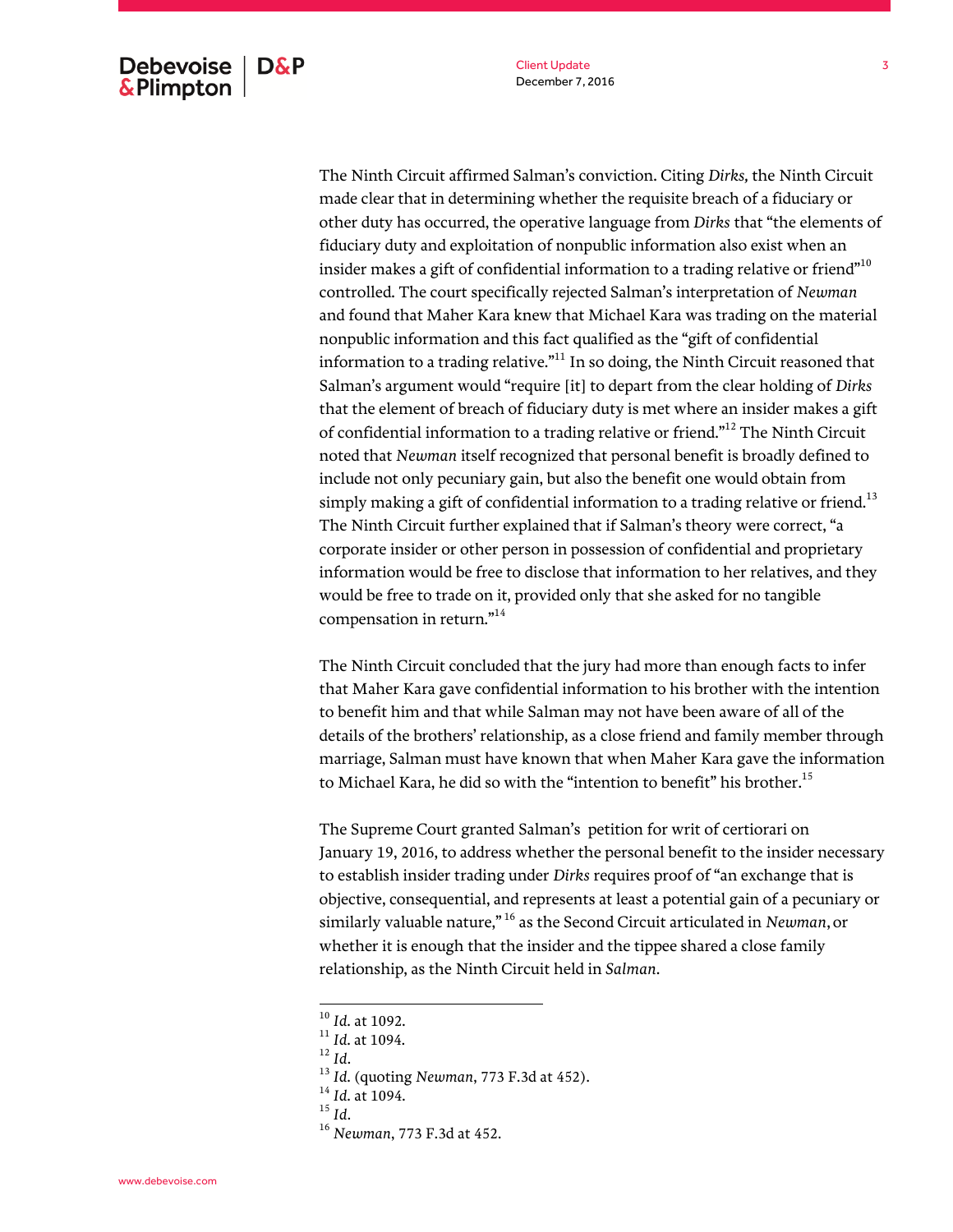The Ninth Circuit affirmed Salman's conviction. Citing *Dirks,* the Ninth Circuit made clear that in determining whether the requisite breach of a fiduciary or other duty has occurred, the operative language from *Dirks* that "the elements of fiduciary duty and exploitation of nonpublic information also exist when an insider makes a gift of confidential information to a trading relative or friend"[10] controlled. The court specifically rejected Salman's interpretation of *Newman* and found that Maher Kara knew that Michael Kara was trading on the material nonpublic information and this fact qualified as the "gift of confidential information to a trading relative."[11] In so doing, the Ninth Circuit reasoned that Salman's argument would "require [it] to depart from the clear holding of *Dirks* that the element of breach of fiduciary duty is met where an insider makes a gift of confidential information to a trading relative or friend."[12] The Ninth Circuit noted that *Newman* itself recognized that personal benefit is broadly defined to include not only pecuniary gain, but also the benefit one would obtain from simply making a gift of confidential information to a trading relative or friend.[13] The Ninth Circuit further explained that if Salman's theory were correct, "a corporate insider or other person in possession of confidential and proprietary information would be free to disclose that information to her relatives, and they would be free to trade on it, provided only that she asked for no tangible compensation in return."[14]

The Ninth Circuit concluded that the jury had more than enough facts to infer that Maher Kara gave confidential information to his brother with the intention to benefit him and that while Salman may not have been aware of all of the details of the brothers' relationship, as a close friend and family member through marriage, Salman must have known that when Maher Kara gave the information to Michael Kara, he did so with the "intention to benefit" his brother.[15]

The Supreme Court granted Salman's petition for writ of certiorari on January 19, 2016, to address whether the personal benefit to the insider necessary to establish insider trading under *Dirks* requires proof of "an exchange that is objective, consequential, and represents at least a potential gain of a pecuniary or similarly valuable nature,"[16] as the Second Circuit articulated in *Newman*, or whether it is enough that the insider and the tippee shared a close family relationship, as the Ninth Circuit held in *Salman*.

---

[10] *Id.* at 1092.
[11] *Id.* at 1094.
[12] *Id.*
[13] *Id.* (quoting *Newman*, 773 F.3d at 452).
[14] *Id.* at 1094.
[15] *Id.*
[16] *Newman*, 773 F.3d at 452.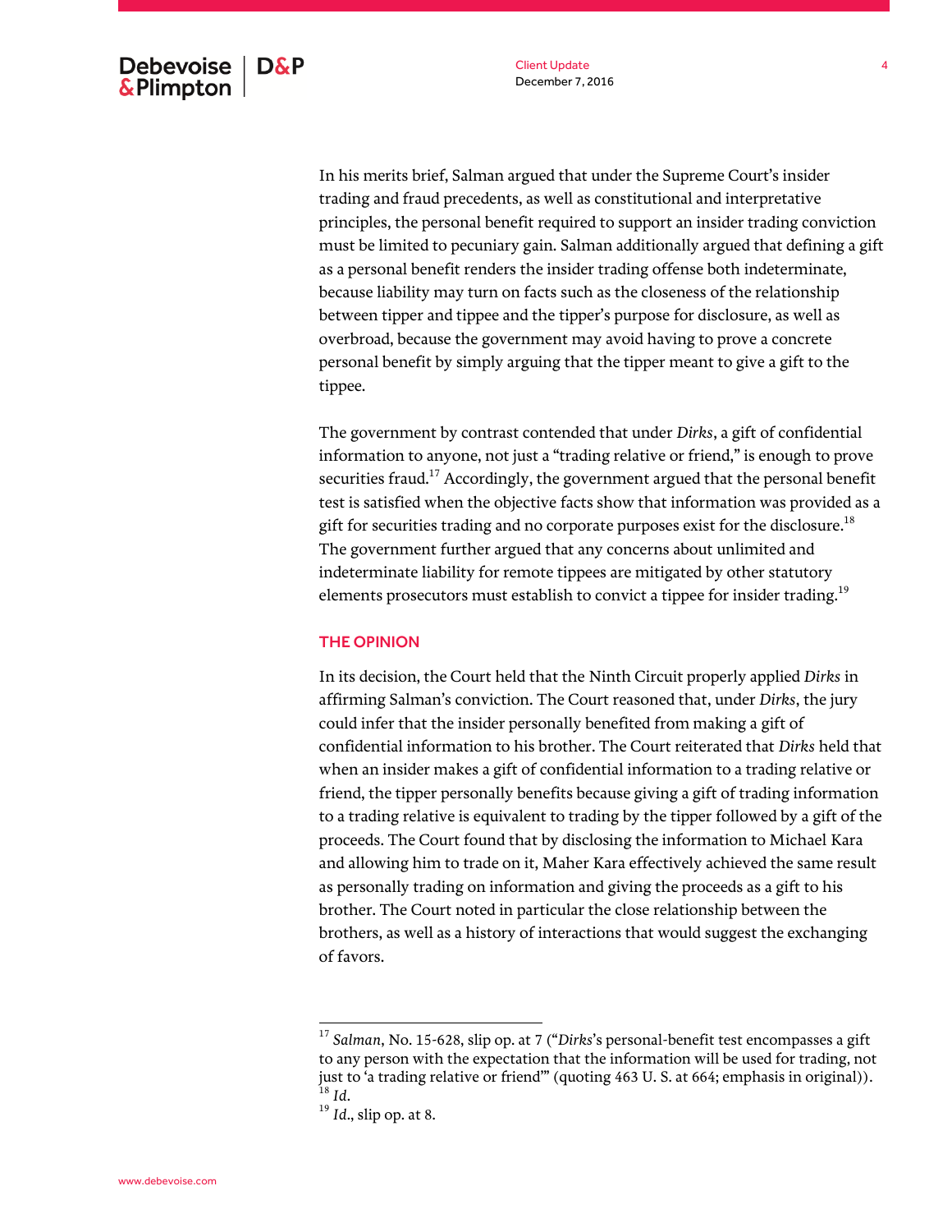In his merits brief, Salman argued that under the Supreme Court's insider trading and fraud precedents, as well as constitutional and interpretative principles, the personal benefit required to support an insider trading conviction must be limited to pecuniary gain. Salman additionally argued that defining a gift as a personal benefit renders the insider trading offense both indeterminate, because liability may turn on facts such as the closeness of the relationship between tipper and tippee and the tipper's purpose for disclosure, as well as overbroad, because the government may avoid having to prove a concrete personal benefit by simply arguing that the tipper meant to give a gift to the tippee.

The government by contrast contended that under *Dirks*, a gift of confidential information to anyone, not just a "trading relative or friend," is enough to prove securities fraud.[17] Accordingly, the government argued that the personal benefit test is satisfied when the objective facts show that information was provided as a gift for securities trading and no corporate purposes exist for the disclosure.[18] The government further argued that any concerns about unlimited and indeterminate liability for remote tippees are mitigated by other statutory elements prosecutors must establish to convict a tippee for insider trading.[19]

## THE OPINION

In its decision, the Court held that the Ninth Circuit properly applied *Dirks* in affirming Salman's conviction. The Court reasoned that, under *Dirks*, the jury could infer that the insider personally benefited from making a gift of confidential information to his brother. The Court reiterated that *Dirks* held that when an insider makes a gift of confidential information to a trading relative or friend, the tipper personally benefits because giving a gift of trading information to a trading relative is equivalent to trading by the tipper followed by a gift of the proceeds. The Court found that by disclosing the information to Michael Kara and allowing him to trade on it, Maher Kara effectively achieved the same result as personally trading on information and giving the proceeds as a gift to his brother. The Court noted in particular the close relationship between the brothers, as well as a history of interactions that would suggest the exchanging of favors.

---

[17] *Salman*, No. 15-628, slip op. at 7 ("*Dirks*'s personal-benefit test encompasses a gift to any person with the expectation that the information will be used for trading, not just to 'a trading relative or friend'" (quoting 463 U. S. at 664; emphasis in original)).

[18] *Id.*

[19] *Id.*, slip op. at 8.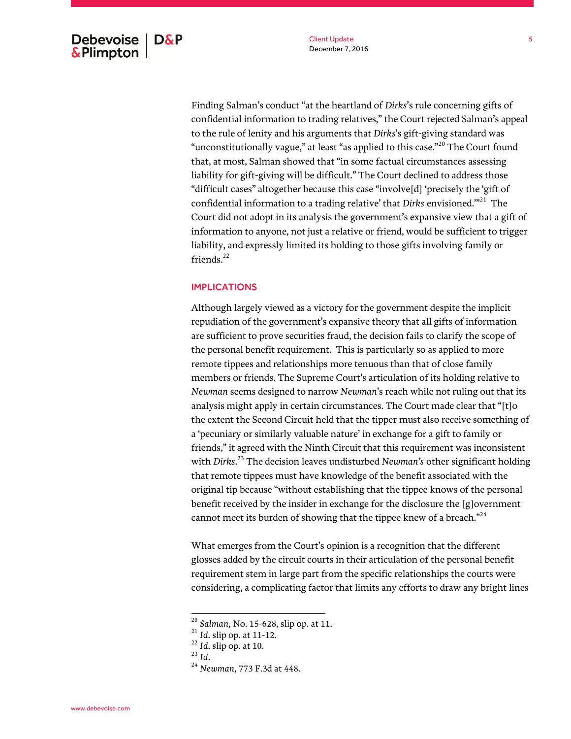Finding Salman's conduct "at the heartland of *Dirks*'s rule concerning gifts of confidential information to trading relatives," the Court rejected Salman's appeal to the rule of lenity and his arguments that *Dirks*'s gift-giving standard was "unconstitutionally vague," at least "as applied to this case."[20] The Court found that, at most, Salman showed that "in some factual circumstances assessing liability for gift-giving will be difficult." The Court declined to address those "difficult cases" altogether because this case "involve[d] 'precisely the 'gift of confidential information to a trading relative' that *Dirks* envisioned.'"[21] The Court did not adopt in its analysis the government's expansive view that a gift of information to anyone, not just a relative or friend, would be sufficient to trigger liability, and expressly limited its holding to those gifts involving family or friends.[22]

## IMPLICATIONS

Although largely viewed as a victory for the government despite the implicit repudiation of the government's expansive theory that all gifts of information are sufficient to prove securities fraud, the decision fails to clarify the scope of the personal benefit requirement. This is particularly so as applied to more remote tippees and relationships more tenuous than that of close family members or friends. The Supreme Court's articulation of its holding relative to *Newman* seems designed to narrow *Newman*'s reach while not ruling out that its analysis might apply in certain circumstances. The Court made clear that "[t]o the extent the Second Circuit held that the tipper must also receive something of a 'pecuniary or similarly valuable nature' in exchange for a gift to family or friends," it agreed with the Ninth Circuit that this requirement was inconsistent with *Dirks*.[23] The decision leaves undisturbed *Newman's* other significant holding that remote tippees must have knowledge of the benefit associated with the original tip because "without establishing that the tippee knows of the personal benefit received by the insider in exchange for the disclosure the [g]overnment cannot meet its burden of showing that the tippee knew of a breach."[24]

What emerges from the Court's opinion is a recognition that the different glosses added by the circuit courts in their articulation of the personal benefit requirement stem in large part from the specific relationships the courts were considering, a complicating factor that limits any efforts to draw any bright lines

---

[20] *Salman*, No. 15-628, slip op. at 11.

[21] *Id.* slip op. at 11-12.

[22] *Id.* slip op. at 10.

[23] *Id.*

[24] *Newman*, 773 F.3d at 448.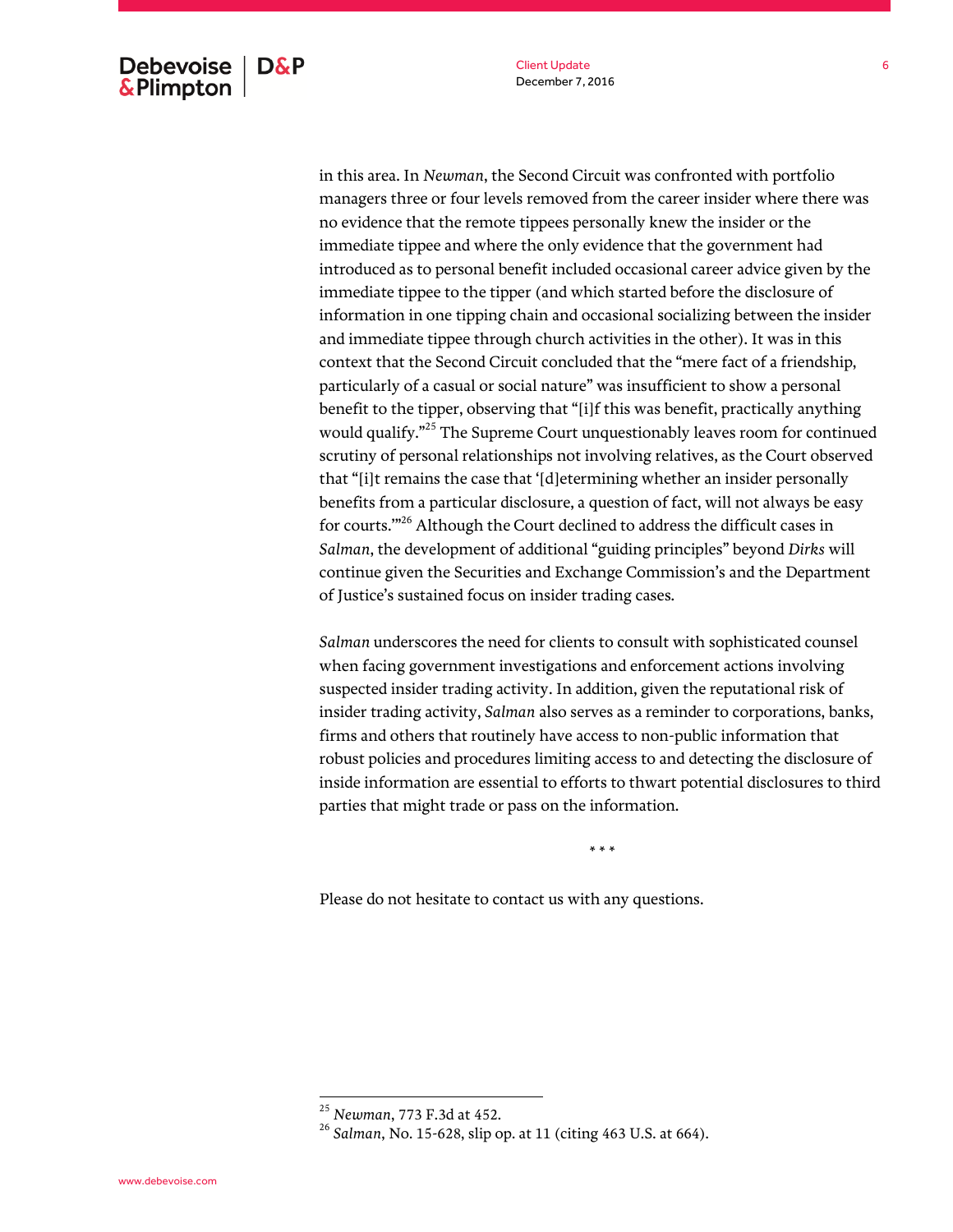in this area. In *Newman*, the Second Circuit was confronted with portfolio managers three or four levels removed from the career insider where there was no evidence that the remote tippees personally knew the insider or the immediate tippee and where the only evidence that the government had introduced as to personal benefit included occasional career advice given by the immediate tippee to the tipper (and which started before the disclosure of information in one tipping chain and occasional socializing between the insider and immediate tippee through church activities in the other). It was in this context that the Second Circuit concluded that the "mere fact of a friendship, particularly of a casual or social nature" was insufficient to show a personal benefit to the tipper, observing that "[i]f this was benefit, practically anything would qualify."[25] The Supreme Court unquestionably leaves room for continued scrutiny of personal relationships not involving relatives, as the Court observed that "[i]t remains the case that '[d]etermining whether an insider personally benefits from a particular disclosure, a question of fact, will not always be easy for courts.'"[26] Although the Court declined to address the difficult cases in *Salman*, the development of additional "guiding principles" beyond *Dirks* will continue given the Securities and Exchange Commission's and the Department of Justice's sustained focus on insider trading cases.

*Salman* underscores the need for clients to consult with sophisticated counsel when facing government investigations and enforcement actions involving suspected insider trading activity. In addition, given the reputational risk of insider trading activity, *Salman* also serves as a reminder to corporations, banks, firms and others that routinely have access to non-public information that robust policies and procedures limiting access to and detecting the disclosure of inside information are essential to efforts to thwart potential disclosures to third parties that might trade or pass on the information.

\* \* \*

Please do not hesitate to contact us with any questions.

---

[25] *Newman*, 773 F.3d at 452.

[26] *Salman*, No. 15-628, slip op. at 11 (citing 463 U.S. at 664).